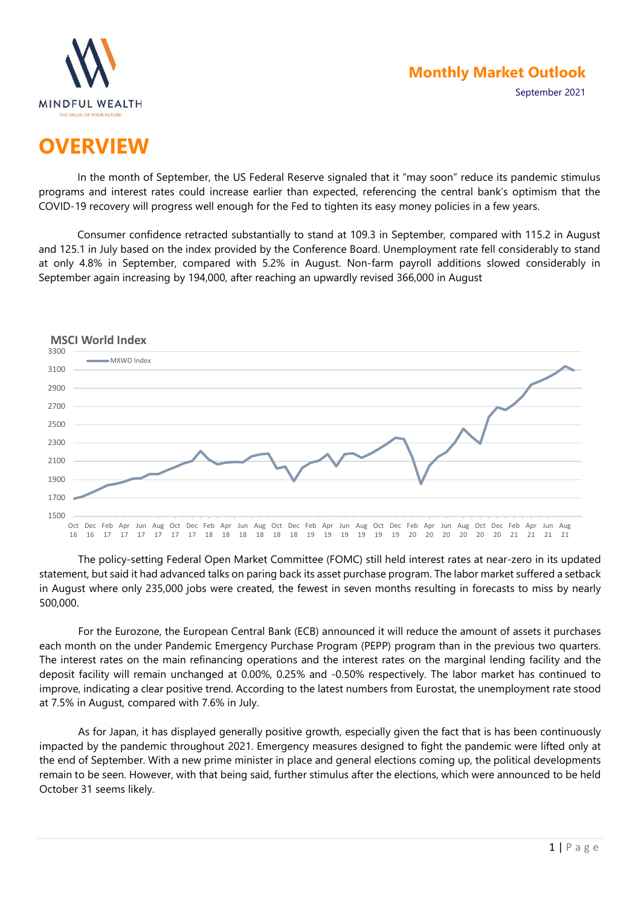MINDFUL WEALTH

THE VALUE OF YOUR FUTURE

**Monthly Market Outlook**

September 2021

# OVERVIEW

In the month of September, the US Federal Reserve signaled that it "may soon" reduce its pandemic stimulus programs and interest rates could increase earlier than expected, referencing the central bank's optimism that the COVID-19 recovery will progress well enough for the Fed to tighten its easy money policies in a few years.

Consumer confidence retracted substantially to stand at 109.3 in September, compared with 115.2 in August and 125.1 in July based on the index provided by the Conference Board. Unemployment rate fell considerably to stand at only 4.8% in September, compared with 5.2% in August. Non-farm payroll additions slowed considerably in September again increasing by 194,000, after reaching an upwardly revised 366,000 in August

**MSCI World Index**

The policy-setting Federal Open Market Committee (FOMC) still held interest rates at near-zero in its updated statement, but said it had advanced talks on paring back its asset purchase program. The labor market suffered a setback in August where only 235,000 jobs were created, the fewest in seven months resulting in forecasts to miss by nearly 500,000.

For the Eurozone, the European Central Bank (ECB) announced it will reduce the amount of assets it purchases each month on the under Pandemic Emergency Purchase Program (PEPP) program than in the previous two quarters. The interest rates on the main refinancing operations and the interest rates on the marginal lending facility and the deposit facility will remain unchanged at 0.00%, 0.25% and -0.50% respectively. The labor market has continued to improve, indicating a clear positive trend. According to the latest numbers from Eurostat, the unemployment rate stood at 7.5% in August, compared with 7.6% in July.

As for Japan, it has displayed generally positive growth, especially given the fact that is has been continuously impacted by the pandemic throughout 2021. Emergency measures designed to fight the pandemic were lifted only at the end of September. With a new prime minister in place and general elections coming up, the political developments remain to be seen. However, with that being said, further stimulus after the elections, which were announced to be held October 31 seems likely.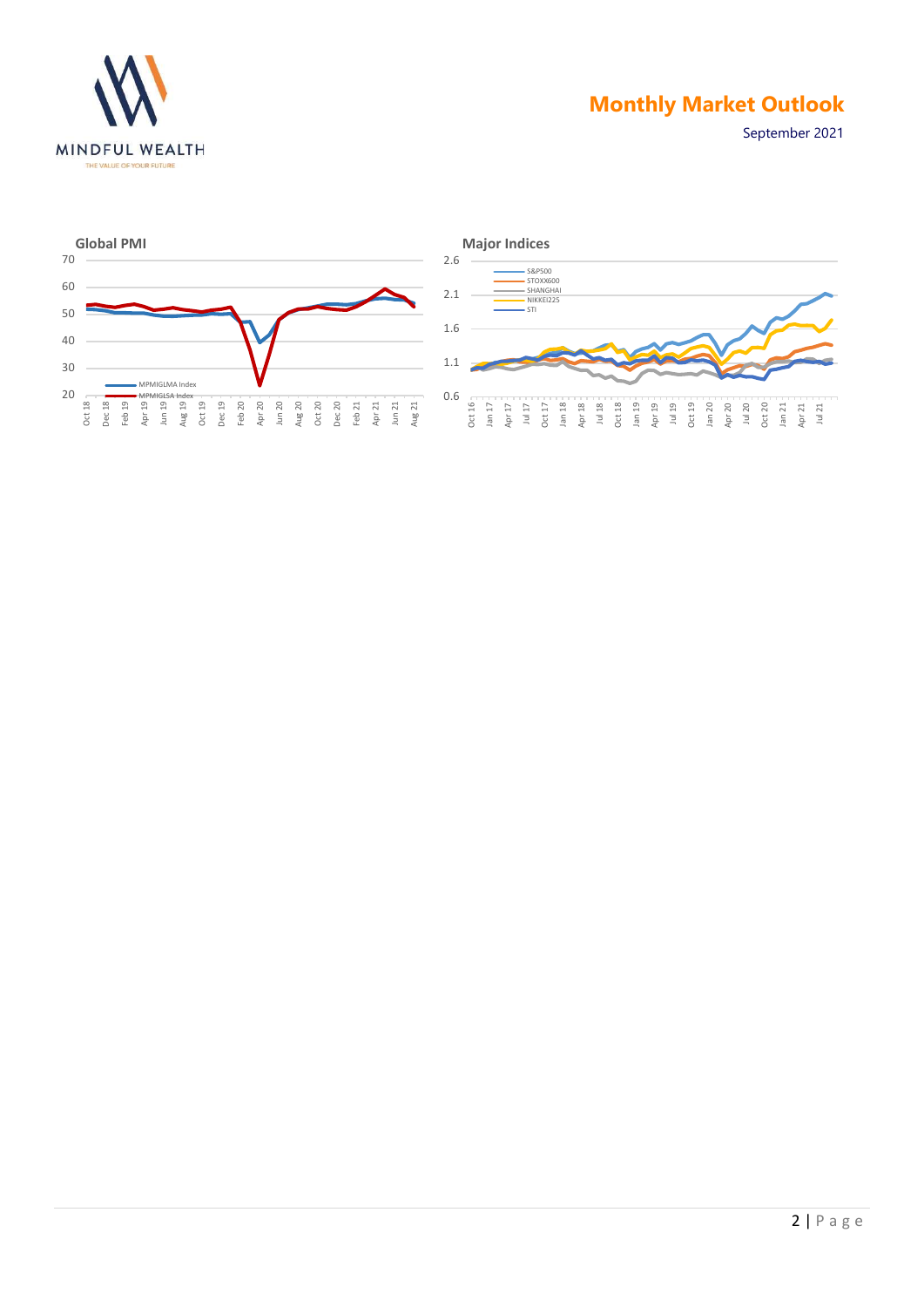### Global PMI

70
60
50
40
30
20

MPMIGLMA Index
MPMIGLSA Index

Oct 18 | Dec 18 | Feb 19 | Apr 19 | Jun 19 | Aug 19 | Oct 19 | Dec 19 | Feb 20 | Apr 20 | Jun 20 | Aug 20 | Oct 20 | Dec 20 | Feb 21 | Apr 21 | Jun 21 | Aug 21

### Major Indices

2.6
2.1
1.6
1.1
0.6

S&P500
STOXX600
SHANGHAI
NIKKEI225
STI

Oct 16 | Jan 17 | Apr 17 | Jul 17 | Oct 17 | Jan 18 | Apr 18 | Jul 18 | Oct 18 | Jan 19 | Apr 19 | Jul 19 | Oct 19 | Jan 20 | Apr 20 | Jul 20 | Oct 20 | Jan 21 | Apr 21 | Jul 21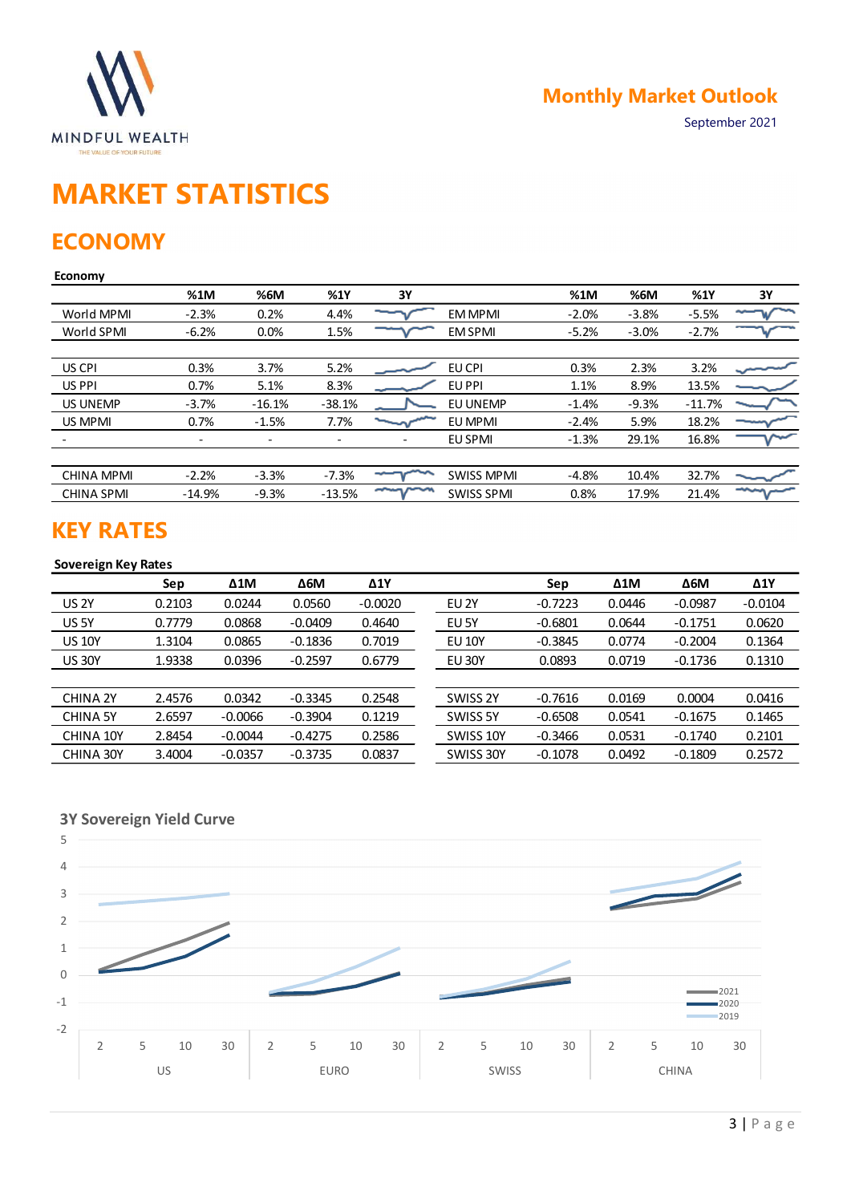# MARKET STATISTICS

## ECONOMY

**Economy**

| | %1M | %6M | %1Y | 3Y | | %1M | %6M | %1Y | 3Y |
|---|---|---|---|---|---|---|---|---|---|
| World MPMI | -2.3% | 0.2% | 4.4% | | EM MPMI | -2.0% | -3.8% | -5.5% | |
| World SPMI | -6.2% | 0.0% | 1.5% | | EM SPMI | -5.2% | -3.0% | -2.7% | |
| | | | | | | | | | |
| US CPI | 0.3% | 3.7% | 5.2% | | EU CPI | 0.3% | 2.3% | 3.2% | |
| US PPI | 0.7% | 5.1% | 8.3% | | EU PPI | 1.1% | 8.9% | 13.5% | |
| US UNEMP | -3.7% | -16.1% | -38.1% | | EU UNEMP | -1.4% | -9.3% | -11.7% | |
| US MPMI | 0.7% | -1.5% | 7.7% | | EU MPMI | -2.4% | 5.9% | 18.2% | |
| - | - | - | - | - | EU SPMI | -1.3% | 29.1% | 16.8% | |
| | | | | | | | | | |
| CHINA MPMI | -2.2% | -3.3% | -7.3% | | SWISS MPMI | -4.8% | 10.4% | 32.7% | |
| CHINA SPMI | -14.9% | -9.3% | -13.5% | | SWISS SPMI | 0.8% | 17.9% | 21.4% | |

## KEY RATES

**Sovereign Key Rates**

| | Sep | Δ1M | Δ6M | Δ1Y | | Sep | Δ1M | Δ6M | Δ1Y |
|---|---|---|---|---|---|---|---|---|---|
| US 2Y | 0.2103 | 0.0244 | 0.0560 | -0.0020 | EU 2Y | -0.7223 | 0.0446 | -0.0987 | -0.0104 |
| US 5Y | 0.7779 | 0.0868 | -0.0409 | 0.4640 | EU 5Y | -0.6801 | 0.0644 | -0.1751 | 0.0620 |
| US 10Y | 1.3104 | 0.0865 | -0.1836 | 0.7019 | EU 10Y | -0.3845 | 0.0774 | -0.2004 | 0.1364 |
| US 30Y | 1.9338 | 0.0396 | -0.2597 | 0.6779 | EU 30Y | 0.0893 | 0.0719 | -0.1736 | 0.1310 |
| | | | | | | | | | |
| CHINA 2Y | 2.4576 | 0.0342 | -0.3345 | 0.2548 | SWISS 2Y | -0.7616 | 0.0169 | 0.0004 | 0.0416 |
| CHINA 5Y | 2.6597 | -0.0066 | -0.3904 | 0.1219 | SWISS 5Y | -0.6508 | 0.0541 | -0.1675 | 0.1465 |
| CHINA 10Y | 2.8454 | -0.0044 | -0.4275 | 0.2586 | SWISS 10Y | -0.3466 | 0.0531 | -0.1740 | 0.2101 |
| CHINA 30Y | 3.4004 | -0.0357 | -0.3735 | 0.0837 | SWISS 30Y | -0.1078 | 0.0492 | -0.1809 | 0.2572 |

**3Y Sovereign Yield Curve**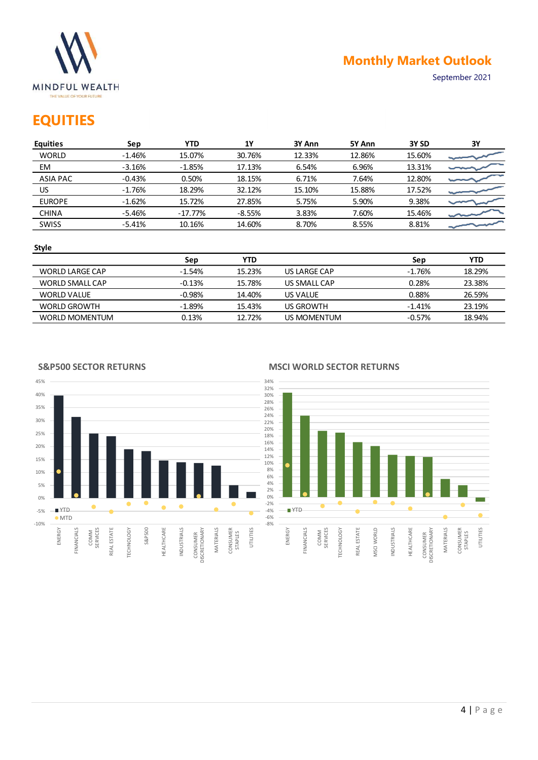MINDFUL WEALTH

THE VALUE OF YOUR FUTURE

# Monthly Market Outlook

September 2021

## EQUITIES

| Equities | Sep | YTD | 1Y | 3Y Ann | 5Y Ann | 3Y SD | 3Y |
|---|---|---|---|---|---|---|---|
| WORLD | -1.46% | 15.07% | 30.76% | 12.33% | 12.86% | 15.60% | |
| EM | -3.16% | -1.85% | 17.13% | 6.54% | 6.96% | 13.31% | |
| ASIA PAC | -0.43% | 0.50% | 18.15% | 6.71% | 7.64% | 12.80% | |
| US | -1.76% | 18.29% | 32.12% | 15.10% | 15.88% | 17.52% | |
| EUROPE | -1.62% | 15.72% | 27.85% | 5.75% | 5.90% | 9.38% | |
| CHINA | -5.46% | -17.77% | -8.55% | 3.83% | 7.60% | 15.46% | |
| SWISS | -5.41% | 10.16% | 14.60% | 8.70% | 8.55% | 8.81% | |

**Style**

| | Sep | YTD | | Sep | YTD |
|---|---|---|---|---|---|
| WORLD LARGE CAP | -1.54% | 15.23% | US LARGE CAP | -1.76% | 18.29% |
| WORLD SMALL CAP | -0.13% | 15.78% | US SMALL CAP | 0.28% | 23.38% |
| WORLD VALUE | -0.98% | 14.40% | US VALUE | 0.88% | 26.59% |
| WORLD GROWTH | -1.89% | 15.43% | US GROWTH | -1.41% | 23.19% |
| WORLD MOMENTUM | 0.13% | 12.72% | US MOMENTUM | -0.57% | 18.94% |

**S&P500 SECTOR RETURNS**

**MSCI WORLD SECTOR RETURNS**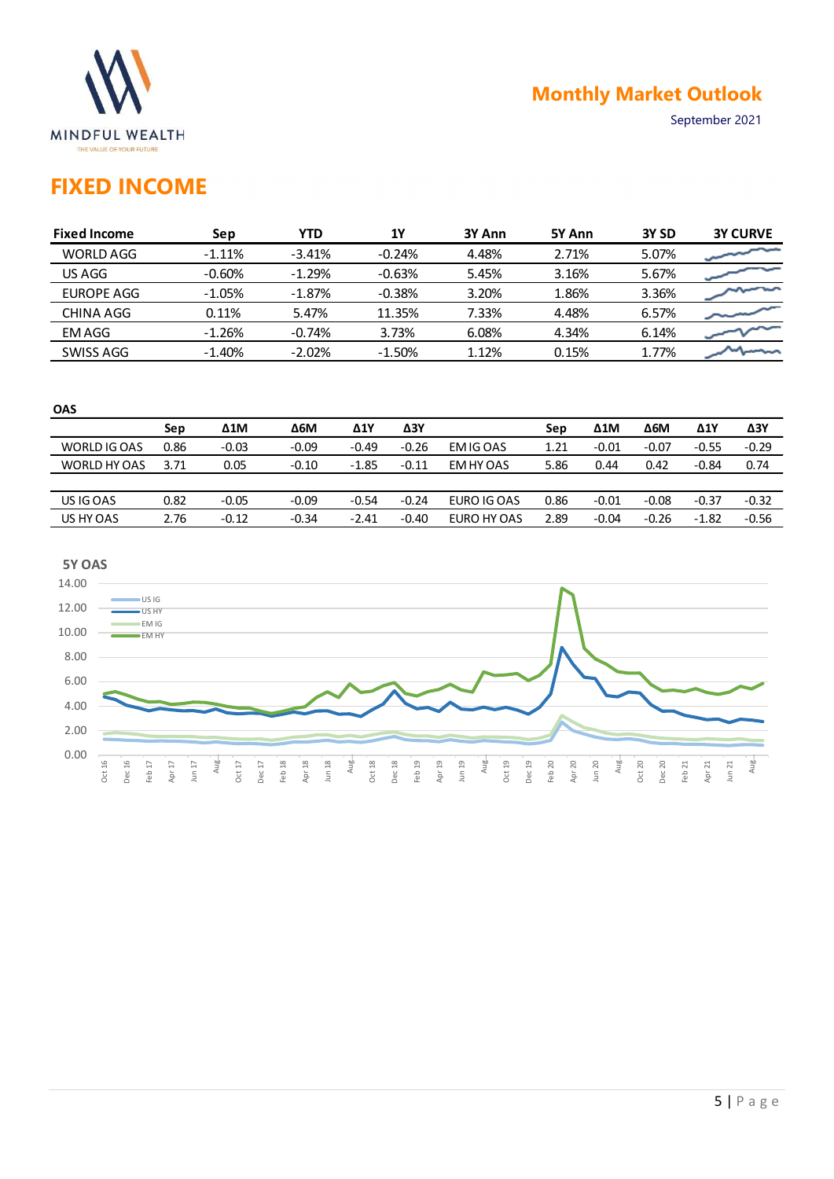# FIXED INCOME

| Fixed Income | Sep | YTD | 1Y | 3Y Ann | 5Y Ann | 3Y SD | 3Y CURVE |
|---|---|---|---|---|---|---|---|
| WORLD AGG | -1.11% | -3.41% | -0.24% | 4.48% | 2.71% | 5.07% | |
| US AGG | -0.60% | -1.29% | -0.63% | 5.45% | 3.16% | 5.67% | |
| EUROPE AGG | -1.05% | -1.87% | -0.38% | 3.20% | 1.86% | 3.36% | |
| CHINA AGG | 0.11% | 5.47% | 11.35% | 7.33% | 4.48% | 6.57% | |
| EM AGG | -1.26% | -0.74% | 3.73% | 6.08% | 4.34% | 6.14% | |
| SWISS AGG | -1.40% | -2.02% | -1.50% | 1.12% | 0.15% | 1.77% | |

**OAS**

| | Sep | Δ1M | Δ6M | Δ1Y | Δ3Y | | Sep | Δ1M | Δ6M | Δ1Y | Δ3Y |
|---|---|---|---|---|---|---|---|---|---|---|---|
| WORLD IG OAS | 0.86 | -0.03 | -0.09 | -0.49 | -0.26 | EM IG OAS | 1.21 | -0.01 | -0.07 | -0.55 | -0.29 |
| WORLD HY OAS | 3.71 | 0.05 | -0.10 | -1.85 | -0.11 | EM HY OAS | 5.86 | 0.44 | 0.42 | -0.84 | 0.74 |
| | | | | | | | | | | | |
| US IG OAS | 0.82 | -0.05 | -0.09 | -0.54 | -0.24 | EURO IG OAS | 0.86 | -0.01 | -0.08 | -0.37 | -0.32 |
| US HY OAS | 2.76 | -0.12 | -0.34 | -2.41 | -0.40 | EURO HY OAS | 2.89 | -0.04 | -0.26 | -1.82 | -0.56 |

**5Y OAS**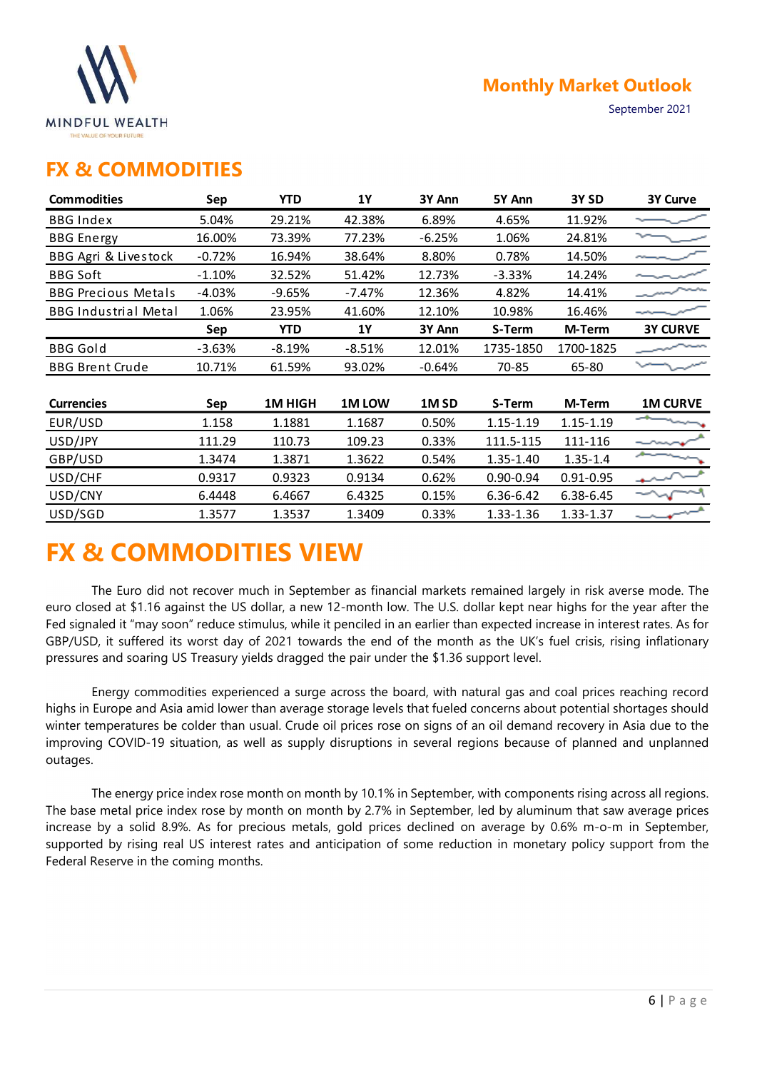## FX & COMMODITIES

| Commodities | Sep | YTD | 1Y | 3Y Ann | 5Y Ann | 3Y SD | 3Y Curve |
|---|---|---|---|---|---|---|---|
| BBG Index | 5.04% | 29.21% | 42.38% | 6.89% | 4.65% | 11.92% | |
| BBG Energy | 16.00% | 73.39% | 77.23% | -6.25% | 1.06% | 24.81% | |
| BBG Agri & Livestock | -0.72% | 16.94% | 38.64% | 8.80% | 0.78% | 14.50% | |
| BBG Soft | -1.10% | 32.52% | 51.42% | 12.73% | -3.33% | 14.24% | |
| BBG Precious Metals | -4.03% | -9.65% | -7.47% | 12.36% | 4.82% | 14.41% | |
| BBG Industrial Metal | 1.06% | 23.95% | 41.60% | 12.10% | 10.98% | 16.46% | |
| | **Sep** | **YTD** | **1Y** | **3Y Ann** | **S-Term** | **M-Term** | **3Y CURVE** |
| BBG Gold | -3.63% | -8.19% | -8.51% | 12.01% | 1735-1850 | 1700-1825 | |
| BBG Brent Crude | 10.71% | 61.59% | 93.02% | -0.64% | 70-85 | 65-80 | |

| Currencies | Sep | 1M HIGH | 1M LOW | 1M SD | S-Term | M-Term | 1M CURVE |
|---|---|---|---|---|---|---|---|
| EUR/USD | 1.158 | 1.1881 | 1.1687 | 0.50% | 1.15-1.19 | 1.15-1.19 | |
| USD/JPY | 111.29 | 110.73 | 109.23 | 0.33% | 111.5-115 | 111-116 | |
| GBP/USD | 1.3474 | 1.3871 | 1.3622 | 0.54% | 1.35-1.40 | 1.35-1.4 | |
| USD/CHF | 0.9317 | 0.9323 | 0.9134 | 0.62% | 0.90-0.94 | 0.91-0.95 | |
| USD/CNY | 6.4448 | 6.4667 | 6.4325 | 0.15% | 6.36-6.42 | 6.38-6.45 | |
| USD/SGD | 1.3577 | 1.3537 | 1.3409 | 0.33% | 1.33-1.36 | 1.33-1.37 | |

# FX & COMMODITIES VIEW

The Euro did not recover much in September as financial markets remained largely in risk averse mode. The euro closed at $1.16 against the US dollar, a new 12-month low. The U.S. dollar kept near highs for the year after the Fed signaled it "may soon" reduce stimulus, while it penciled in an earlier than expected increase in interest rates. As for GBP/USD, it suffered its worst day of 2021 towards the end of the month as the UK's fuel crisis, rising inflationary pressures and soaring US Treasury yields dragged the pair under the $1.36 support level.

Energy commodities experienced a surge across the board, with natural gas and coal prices reaching record highs in Europe and Asia amid lower than average storage levels that fueled concerns about potential shortages should winter temperatures be colder than usual. Crude oil prices rose on signs of an oil demand recovery in Asia due to the improving COVID-19 situation, as well as supply disruptions in several regions because of planned and unplanned outages.

The energy price index rose month on month by 10.1% in September, with components rising across all regions. The base metal price index rose by month on month by 2.7% in September, led by aluminum that saw average prices increase by a solid 8.9%. As for precious metals, gold prices declined on average by 0.6% m-o-m in September, supported by rising real US interest rates and anticipation of some reduction in monetary policy support from the Federal Reserve in the coming months.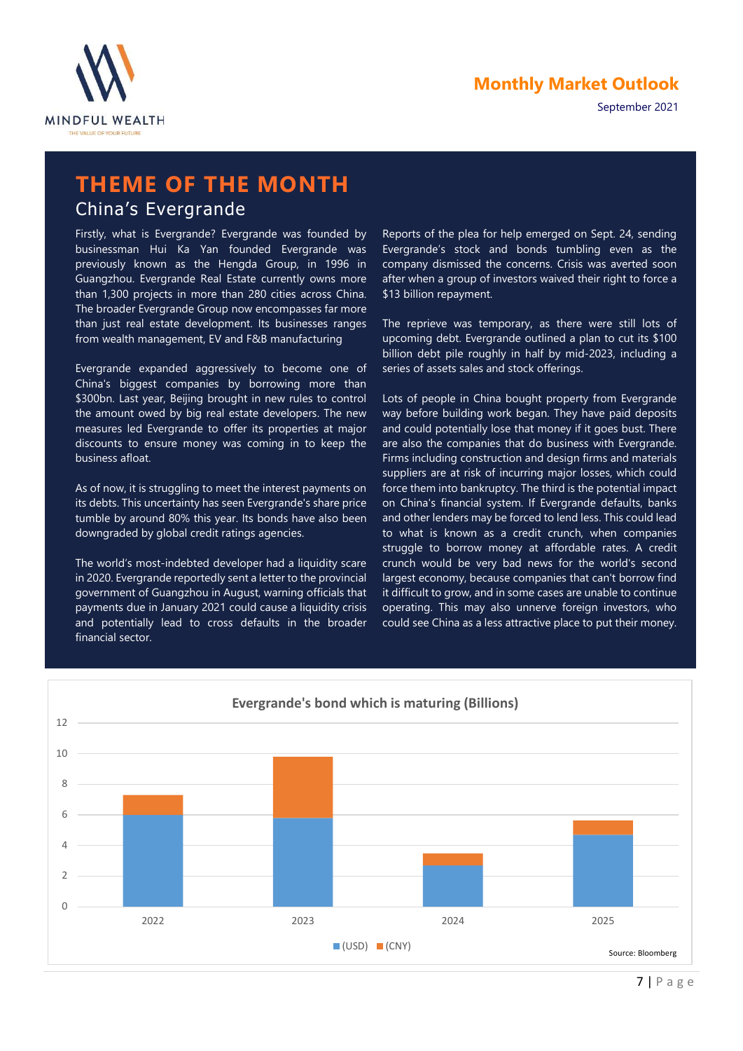# THEME OF THE MONTH

## China's Evergrande

Firstly, what is Evergrande? Evergrande was founded by businessman Hui Ka Yan founded Evergrande was previously known as the Hengda Group, in 1996 in Guangzhou. Evergrande Real Estate currently owns more than 1,300 projects in more than 280 cities across China. The broader Evergrande Group now encompasses far more than just real estate development. Its businesses ranges from wealth management, EV and F&B manufacturing

Evergrande expanded aggressively to become one of China's biggest companies by borrowing more than $300bn. Last year, Beijing brought in new rules to control the amount owed by big real estate developers. The new measures led Evergrande to offer its properties at major discounts to ensure money was coming in to keep the business afloat.

As of now, it is struggling to meet the interest payments on its debts. This uncertainty has seen Evergrande's share price tumble by around 80% this year. Its bonds have also been downgraded by global credit ratings agencies.

The world's most-indebted developer had a liquidity scare in 2020. Evergrande reportedly sent a letter to the provincial government of Guangzhou in August, warning officials that payments due in January 2021 could cause a liquidity crisis and potentially lead to cross defaults in the broader financial sector.

Reports of the plea for help emerged on Sept. 24, sending Evergrande's stock and bonds tumbling even as the company dismissed the concerns. Crisis was averted soon after when a group of investors waived their right to force a $13 billion repayment.

The reprieve was temporary, as there were still lots of upcoming debt. Evergrande outlined a plan to cut its $100 billion debt pile roughly in half by mid-2023, including a series of assets sales and stock offerings.

Lots of people in China bought property from Evergrande way before building work began. They have paid deposits and could potentially lose that money if it goes bust. There are also the companies that do business with Evergrande. Firms including construction and design firms and materials suppliers are at risk of incurring major losses, which could force them into bankruptcy. The third is the potential impact on China's financial system. If Evergrande defaults, banks and other lenders may be forced to lend less. This could lead to what is known as a credit crunch, when companies struggle to borrow money at affordable rates. A credit crunch would be very bad news for the world's second largest economy, because companies that can't borrow find it difficult to grow, and in some cases are unable to continue operating. This may also unnerve foreign investors, who could see China as a less attractive place to put their money.

**Evergrande's bond which is maturing (Billions)**

| Year | (USD) | (CNY) |
|---|---|---|
| 2022 | ~6.0 | ~1.3 |
| 2023 | ~5.8 | ~4.0 |
| 2024 | ~2.7 | ~0.8 |
| 2025 | ~4.7 | ~0.9 |

Source: Bloomberg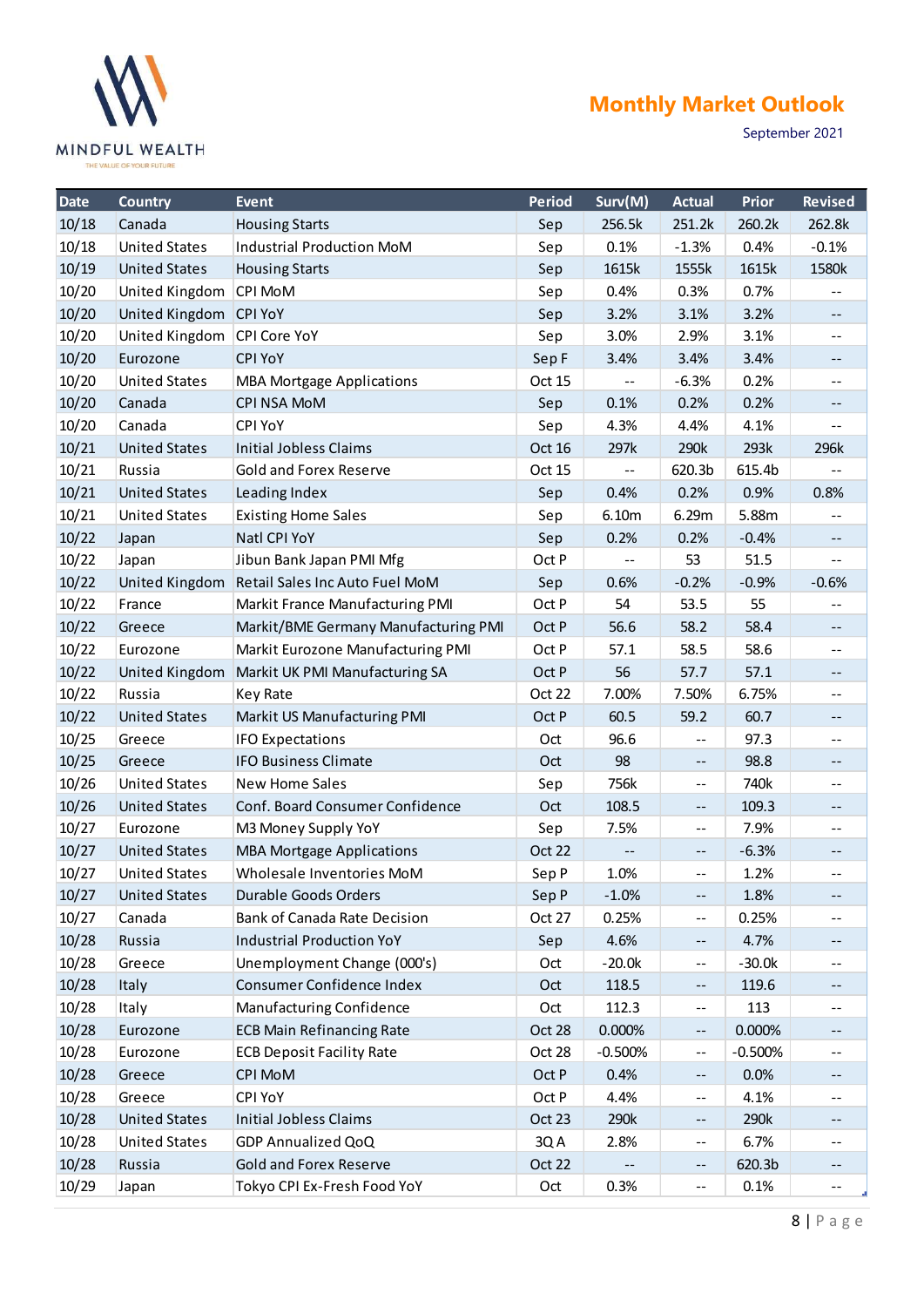| Date | Country | Event | Period | Surv(M) | Actual | Prior | Revised |
|---|---|---|---|---|---|---|---|
| 10/18 | Canada | Housing Starts | Sep | 256.5k | 251.2k | 260.2k | 262.8k |
| 10/18 | United States | Industrial Production MoM | Sep | 0.1% | -1.3% | 0.4% | -0.1% |
| 10/19 | United States | Housing Starts | Sep | 1615k | 1555k | 1615k | 1580k |
| 10/20 | United Kingdom | CPI MoM | Sep | 0.4% | 0.3% | 0.7% | -- |
| 10/20 | United Kingdom | CPI YoY | Sep | 3.2% | 3.1% | 3.2% | -- |
| 10/20 | United Kingdom | CPI Core YoY | Sep | 3.0% | 2.9% | 3.1% | -- |
| 10/20 | Eurozone | CPI YoY | Sep F | 3.4% | 3.4% | 3.4% | -- |
| 10/20 | United States | MBA Mortgage Applications | Oct 15 | -- | -6.3% | 0.2% | -- |
| 10/20 | Canada | CPI NSA MoM | Sep | 0.1% | 0.2% | 0.2% | -- |
| 10/20 | Canada | CPI YoY | Sep | 4.3% | 4.4% | 4.1% | -- |
| 10/21 | United States | Initial Jobless Claims | Oct 16 | 297k | 290k | 293k | 296k |
| 10/21 | Russia | Gold and Forex Reserve | Oct 15 | -- | 620.3b | 615.4b | -- |
| 10/21 | United States | Leading Index | Sep | 0.4% | 0.2% | 0.9% | 0.8% |
| 10/21 | United States | Existing Home Sales | Sep | 6.10m | 6.29m | 5.88m | -- |
| 10/22 | Japan | Natl CPI YoY | Sep | 0.2% | 0.2% | -0.4% | -- |
| 10/22 | Japan | Jibun Bank Japan PMI Mfg | Oct P | -- | 53 | 51.5 | -- |
| 10/22 | United Kingdom | Retail Sales Inc Auto Fuel MoM | Sep | 0.6% | -0.2% | -0.9% | -0.6% |
| 10/22 | France | Markit France Manufacturing PMI | Oct P | 54 | 53.5 | 55 | -- |
| 10/22 | Greece | Markit/BME Germany Manufacturing PMI | Oct P | 56.6 | 58.2 | 58.4 | -- |
| 10/22 | Eurozone | Markit Eurozone Manufacturing PMI | Oct P | 57.1 | 58.5 | 58.6 | -- |
| 10/22 | United Kingdom | Markit UK PMI Manufacturing SA | Oct P | 56 | 57.7 | 57.1 | -- |
| 10/22 | Russia | Key Rate | Oct 22 | 7.00% | 7.50% | 6.75% | -- |
| 10/22 | United States | Markit US Manufacturing PMI | Oct P | 60.5 | 59.2 | 60.7 | -- |
| 10/25 | Greece | IFO Expectations | Oct | 96.6 | -- | 97.3 | -- |
| 10/25 | Greece | IFO Business Climate | Oct | 98 | -- | 98.8 | -- |
| 10/26 | United States | New Home Sales | Sep | 756k | -- | 740k | -- |
| 10/26 | United States | Conf. Board Consumer Confidence | Oct | 108.5 | -- | 109.3 | -- |
| 10/27 | Eurozone | M3 Money Supply YoY | Sep | 7.5% | -- | 7.9% | -- |
| 10/27 | United States | MBA Mortgage Applications | Oct 22 | -- | -- | -6.3% | -- |
| 10/27 | United States | Wholesale Inventories MoM | Sep P | 1.0% | -- | 1.2% | -- |
| 10/27 | United States | Durable Goods Orders | Sep P | -1.0% | -- | 1.8% | -- |
| 10/27 | Canada | Bank of Canada Rate Decision | Oct 27 | 0.25% | -- | 0.25% | -- |
| 10/28 | Russia | Industrial Production YoY | Sep | 4.6% | -- | 4.7% | -- |
| 10/28 | Greece | Unemployment Change (000's) | Oct | -20.0k | -- | -30.0k | -- |
| 10/28 | Italy | Consumer Confidence Index | Oct | 118.5 | -- | 119.6 | -- |
| 10/28 | Italy | Manufacturing Confidence | Oct | 112.3 | -- | 113 | -- |
| 10/28 | Eurozone | ECB Main Refinancing Rate | Oct 28 | 0.000% | -- | 0.000% | -- |
| 10/28 | Eurozone | ECB Deposit Facility Rate | Oct 28 | -0.500% | -- | -0.500% | -- |
| 10/28 | Greece | CPI MoM | Oct P | 0.4% | -- | 0.0% | -- |
| 10/28 | Greece | CPI YoY | Oct P | 4.4% | -- | 4.1% | -- |
| 10/28 | United States | Initial Jobless Claims | Oct 23 | 290k | -- | 290k | -- |
| 10/28 | United States | GDP Annualized QoQ | 3Q A | 2.8% | -- | 6.7% | -- |
| 10/28 | Russia | Gold and Forex Reserve | Oct 22 | -- | -- | 620.3b | -- |
| 10/29 | Japan | Tokyo CPI Ex-Fresh Food YoY | Oct | 0.3% | -- | 0.1% | -- |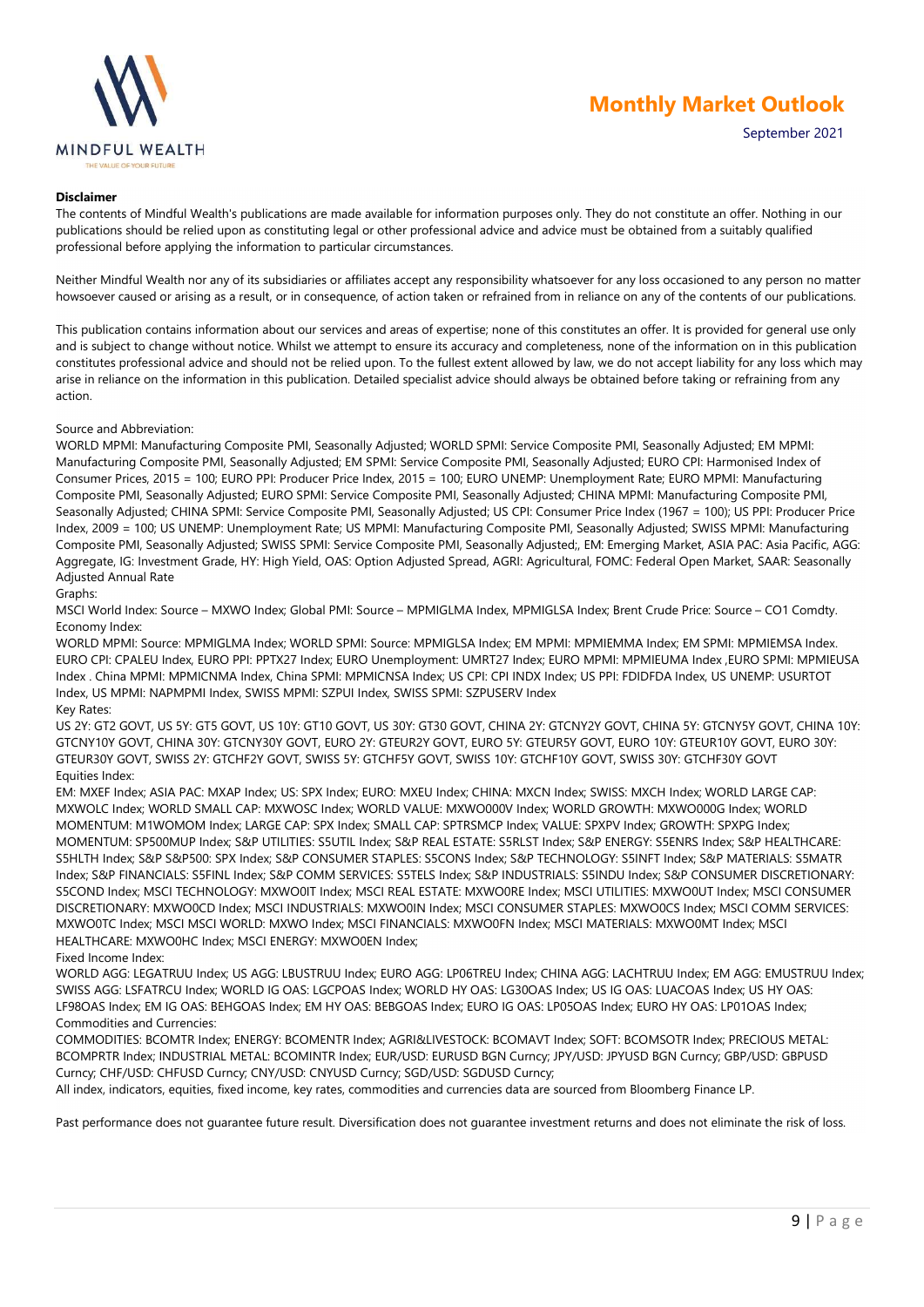**Disclaimer**

The contents of Mindful Wealth's publications are made available for information purposes only. They do not constitute an offer. Nothing in our publications should be relied upon as constituting legal or other professional advice and advice must be obtained from a suitably qualified professional before applying the information to particular circumstances.

Neither Mindful Wealth nor any of its subsidiaries or affiliates accept any responsibility whatsoever for any loss occasioned to any person no matter howsoever caused or arising as a result, or in consequence, of action taken or refrained from in reliance on any of the contents of our publications.

This publication contains information about our services and areas of expertise; none of this constitutes an offer. It is provided for general use only and is subject to change without notice. Whilst we attempt to ensure its accuracy and completeness, none of the information on in this publication constitutes professional advice and should not be relied upon. To the fullest extent allowed by law, we do not accept liability for any loss which may arise in reliance on the information in this publication. Detailed specialist advice should always be obtained before taking or refraining from any action.

Source and Abbreviation:

WORLD MPMI: Manufacturing Composite PMI, Seasonally Adjusted; WORLD SPMI: Service Composite PMI, Seasonally Adjusted; EM MPMI: Manufacturing Composite PMI, Seasonally Adjusted; EM SPMI: Service Composite PMI, Seasonally Adjusted; EURO CPI: Harmonised Index of Consumer Prices, 2015 = 100; EURO PPI: Producer Price Index, 2015 = 100; EURO UNEMP: Unemployment Rate; EURO MPMI: Manufacturing Composite PMI, Seasonally Adjusted; EURO SPMI: Service Composite PMI, Seasonally Adjusted; CHINA MPMI: Manufacturing Composite PMI, Seasonally Adjusted; CHINA SPMI: Service Composite PMI, Seasonally Adjusted; US CPI: Consumer Price Index (1967 = 100); US PPI: Producer Price Index, 2009 = 100; US UNEMP: Unemployment Rate; US MPMI: Manufacturing Composite PMI, Seasonally Adjusted; SWISS MPMI: Manufacturing Composite PMI, Seasonally Adjusted; SWISS SPMI: Service Composite PMI, Seasonally Adjusted;, EM: Emerging Market, ASIA PAC: Asia Pacific, AGG: Aggregate, IG: Investment Grade, HY: High Yield, OAS: Option Adjusted Spread, AGRI: Agricultural, FOMC: Federal Open Market, SAAR: Seasonally Adjusted Annual Rate

Graphs:

MSCI World Index: Source – MXWO Index; Global PMI: Source – MPMIGLMA Index, MPMIGLSA Index; Brent Crude Price: Source – CO1 Comdty.

Economy Index:

WORLD MPMI: Source: MPMIGLMA Index; WORLD SPMI: Source: MPMIGLSA Index; EM MPMI: MPMIEMMA Index; EM SPMI: MPMIEMSA Index. EURO CPI: CPALEU Index, EURO PPI: PPTX27 Index; EURO Unemployment: UMRT27 Index; EURO MPMI: MPMIEUMA Index ,EURO SPMI: MPMIEUSA Index . China MPMI: MPMICNMA Index, China SPMI: MPMICNSA Index; US CPI: CPI INDX Index; US PPI: FDIDFDA Index, US UNEMP: USURTOT Index, US MPMI: NAPMPMI Index, SWISS MPMI: SZPUI Index, SWISS SPMI: SZPUSERV Index

Key Rates:

US 2Y: GT2 GOVT, US 5Y: GT5 GOVT, US 10Y: GT10 GOVT, US 30Y: GT30 GOVT, CHINA 2Y: GTCNY2Y GOVT, CHINA 5Y: GTCNY5Y GOVT, CHINA 10Y: GTCNY10Y GOVT, CHINA 30Y: GTCNY30Y GOVT, EURO 2Y: GTEUR2Y GOVT, EURO 5Y: GTEUR5Y GOVT, EURO 10Y: GTEUR10Y GOVT, EURO 30Y: GTEUR30Y GOVT, SWISS 2Y: GTCHF2Y GOVT, SWISS 5Y: GTCHF5Y GOVT, SWISS 10Y: GTCHF10Y GOVT, SWISS 30Y: GTCHF30Y GOVT

Equities Index:

EM: MXEF Index; ASIA PAC: MXAP Index; US: SPX Index; EURO: MXEU Index; CHINA: MXCN Index; SWISS: MXCH Index; WORLD LARGE CAP: MXWOLC Index; WORLD SMALL CAP: MXWOSC Index; WORLD VALUE: MXWO000V Index; WORLD GROWTH: MXWO000G Index; WORLD MOMENTUM: M1WOMOM Index; LARGE CAP: SPX Index; SMALL CAP: SPTRSMCP Index; VALUE: SPXPV Index; GROWTH: SPXPG Index; MOMENTUM: SP500MUP Index; S&P UTILITIES: S5UTIL Index; S&P REAL ESTATE: S5RLST Index; S&P ENERGY: S5ENRS Index; S&P HEALTHCARE: S5HLTH Index; S&P S&P500: SPX Index; S&P CONSUMER STAPLES: S5CONS Index; S&P TECHNOLOGY: S5INFT Index; S&P MATERIALS: S5MATR Index; S&P FINANCIALS: S5FINL Index; S&P COMM SERVICES: S5TELS Index; S&P INDUSTRIALS: S5INDU Index; S&P CONSUMER DISCRETIONARY: S5COND Index; MSCI TECHNOLOGY: MXWO0IT Index; MSCI REAL ESTATE: MXWO0RE Index; MSCI UTILITIES: MXWO0UT Index; MSCI CONSUMER DISCRETIONARY: MXWO0CD Index; MSCI INDUSTRIALS: MXWO0IN Index; MSCI CONSUMER STAPLES: MXWO0CS Index; MSCI COMM SERVICES: MXWO0TC Index; MSCI MSCI WORLD: MXWO Index; MSCI FINANCIALS: MXWO0FN Index; MSCI MATERIALS: MXWO0MT Index; MSCI HEALTHCARE: MXWO0HC Index; MSCI ENERGY: MXWO0EN Index;

Fixed Income Index:

WORLD AGG: LEGATRUU Index; US AGG: LBUSTRUU Index; EURO AGG: LP06TREU Index; CHINA AGG: LACHTRUU Index; EM AGG: EMUSTRUU Index; SWISS AGG: LSFATRCU Index; WORLD IG OAS: LGCPOAS Index; WORLD HY OAS: LG30OAS Index; US IG OAS: LUACOAS Index; US HY OAS: LF98OAS Index; EM IG OAS: BEHGOAS Index; EM HY OAS: BEBGOAS Index; EURO IG OAS: LP05OAS Index; EURO HY OAS: LP01OAS Index;

Commodities and Currencies:

COMMODITIES: BCOMTR Index; ENERGY: BCOMENTR Index; AGRI&LIVESTOCK: BCOMAVT Index; SOFT: BCOMSOTR Index; PRECIOUS METAL: BCOMPRTR Index; INDUSTRIAL METAL: BCOMINTR Index; EUR/USD: EURUSD BGN Curncy; JPY/USD: JPYUSD BGN Curncy; GBP/USD: GBPUSD Curncy; CHF/USD: CHFUSD Curncy; CNY/USD: CNYUSD Curncy; SGD/USD: SGDUSD Curncy;

All index, indicators, equities, fixed income, key rates, commodities and currencies data are sourced from Bloomberg Finance LP.

Past performance does not guarantee future result. Diversification does not guarantee investment returns and does not eliminate the risk of loss.